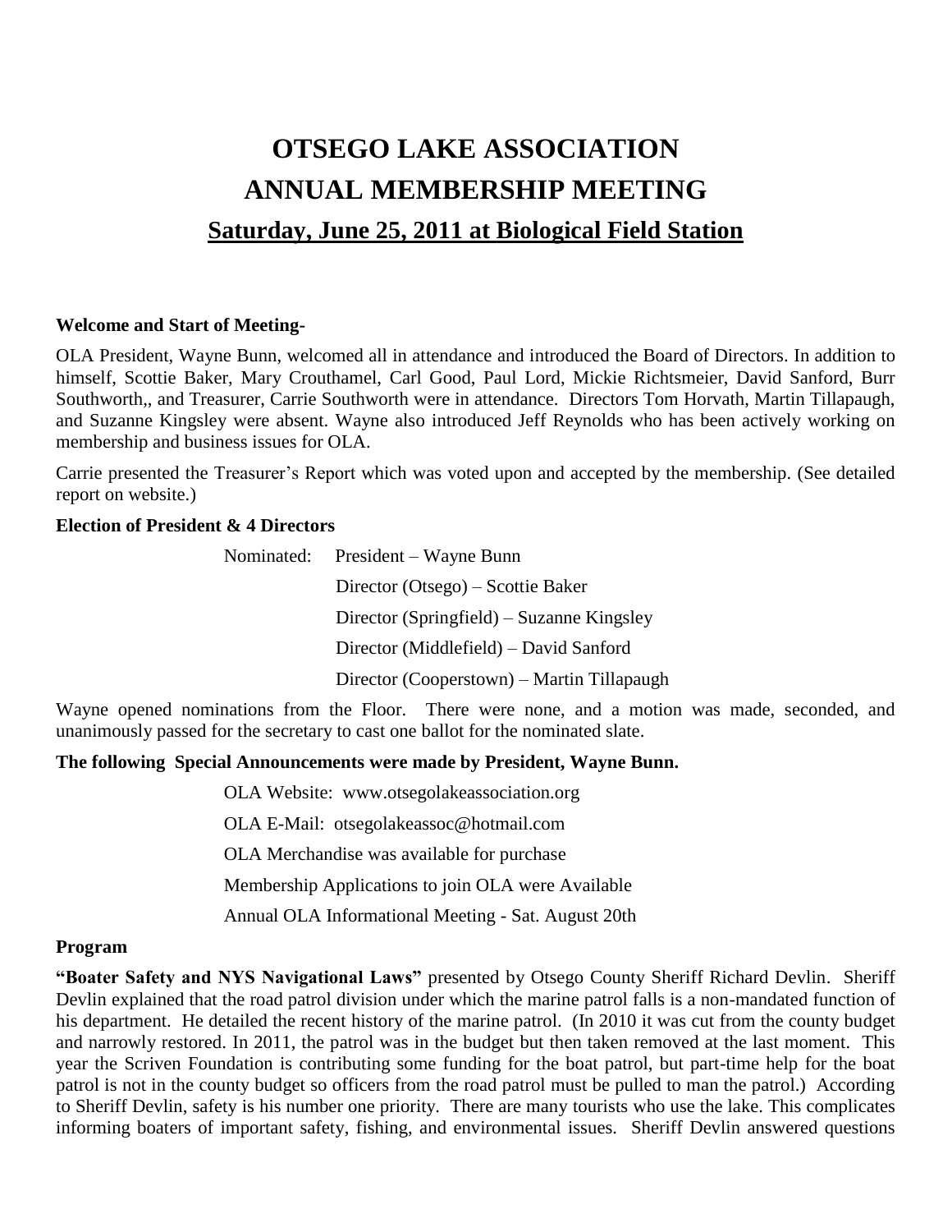# OTSEGO LAKE ASSOCIATION
# ANNUAL MEMBERSHIP MEETING
## Saturday, June 25, 2011 at Biological Field Station

**Welcome and Start of Meeting-**

OLA President, Wayne Bunn, welcomed all in attendance and introduced the Board of Directors. In addition to himself, Scottie Baker, Mary Crouthamel, Carl Good, Paul Lord, Mickie Richtsmeier, David Sanford, Burr Southworth,, and Treasurer, Carrie Southworth were in attendance. Directors Tom Horvath, Martin Tillapaugh, and Suzanne Kingsley were absent. Wayne also introduced Jeff Reynolds who has been actively working on membership and business issues for OLA.

Carrie presented the Treasurer's Report which was voted upon and accepted by the membership. (See detailed report on website.)

**Election of President & 4 Directors**

Nominated: President – Wayne Bunn

Director (Otsego) – Scottie Baker

Director (Springfield) – Suzanne Kingsley

Director (Middlefield) – David Sanford

Director (Cooperstown) – Martin Tillapaugh

Wayne opened nominations from the Floor. There were none, and a motion was made, seconded, and unanimously passed for the secretary to cast one ballot for the nominated slate.

**The following Special Announcements were made by President, Wayne Bunn.**

OLA Website: www.otsegolakeassociation.org

OLA E-Mail: otsegolakeassoc@hotmail.com

OLA Merchandise was available for purchase

Membership Applications to join OLA were Available

Annual OLA Informational Meeting - Sat. August 20th

**Program**

**"Boater Safety and NYS Navigational Laws"** presented by Otsego County Sheriff Richard Devlin. Sheriff Devlin explained that the road patrol division under which the marine patrol falls is a non-mandated function of his department. He detailed the recent history of the marine patrol. (In 2010 it was cut from the county budget and narrowly restored. In 2011, the patrol was in the budget but then taken removed at the last moment. This year the Scriven Foundation is contributing some funding for the boat patrol, but part-time help for the boat patrol is not in the county budget so officers from the road patrol must be pulled to man the patrol.) According to Sheriff Devlin, safety is his number one priority. There are many tourists who use the lake. This complicates informing boaters of important safety, fishing, and environmental issues. Sheriff Devlin answered questions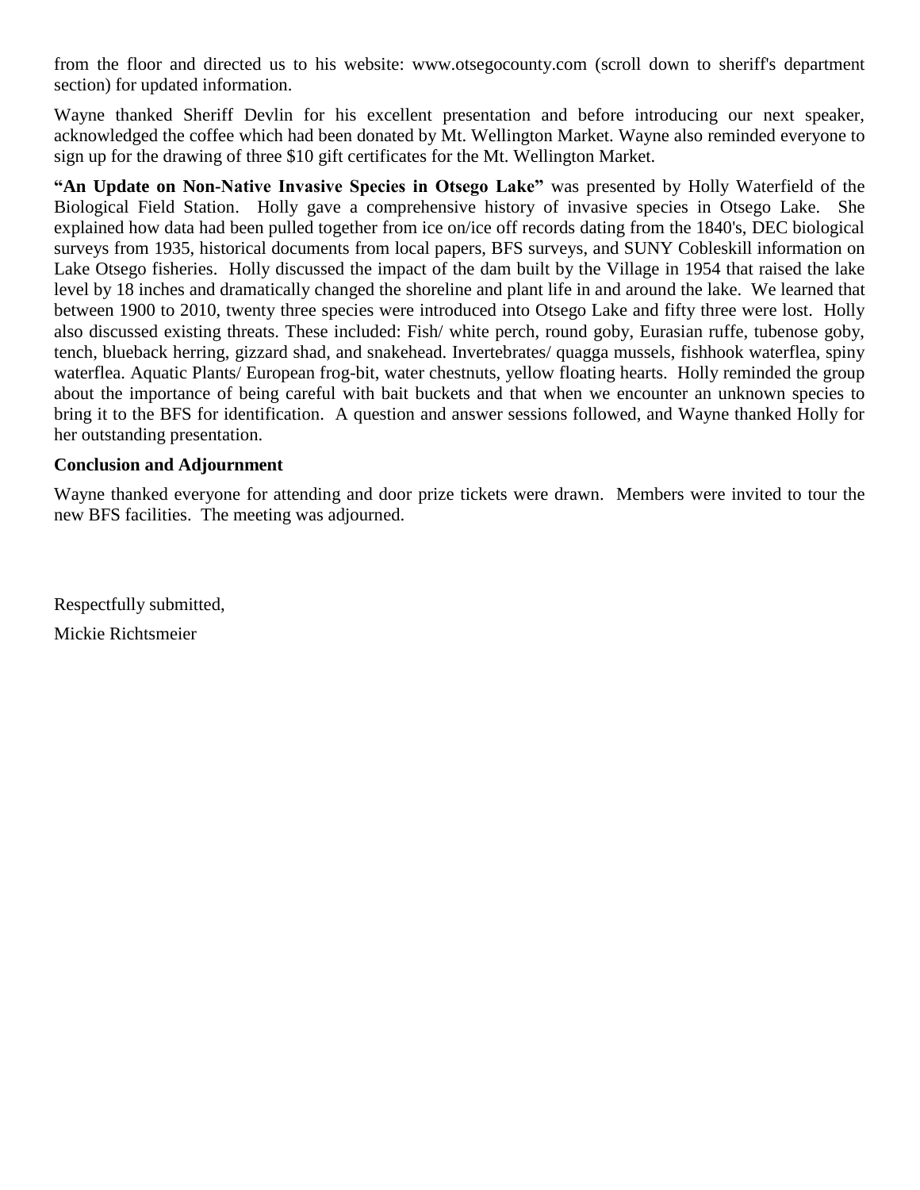from the floor and directed us to his website: www.otsegocounty.com (scroll down to sheriff's department section) for updated information.

Wayne thanked Sheriff Devlin for his excellent presentation and before introducing our next speaker, acknowledged the coffee which had been donated by Mt. Wellington Market. Wayne also reminded everyone to sign up for the drawing of three $10 gift certificates for the Mt. Wellington Market.

**"An Update on Non-Native Invasive Species in Otsego Lake"** was presented by Holly Waterfield of the Biological Field Station. Holly gave a comprehensive history of invasive species in Otsego Lake. She explained how data had been pulled together from ice on/ice off records dating from the 1840's, DEC biological surveys from 1935, historical documents from local papers, BFS surveys, and SUNY Cobleskill information on Lake Otsego fisheries. Holly discussed the impact of the dam built by the Village in 1954 that raised the lake level by 18 inches and dramatically changed the shoreline and plant life in and around the lake. We learned that between 1900 to 2010, twenty three species were introduced into Otsego Lake and fifty three were lost. Holly also discussed existing threats. These included: Fish/ white perch, round goby, Eurasian ruffe, tubenose goby, tench, blueback herring, gizzard shad, and snakehead. Invertebrates/ quagga mussels, fishhook waterflea, spiny waterflea. Aquatic Plants/ European frog-bit, water chestnuts, yellow floating hearts. Holly reminded the group about the importance of being careful with bait buckets and that when we encounter an unknown species to bring it to the BFS for identification. A question and answer sessions followed, and Wayne thanked Holly for her outstanding presentation.

**Conclusion and Adjournment**

Wayne thanked everyone for attending and door prize tickets were drawn. Members were invited to tour the new BFS facilities. The meeting was adjourned.

Respectfully submitted,

Mickie Richtsmeier